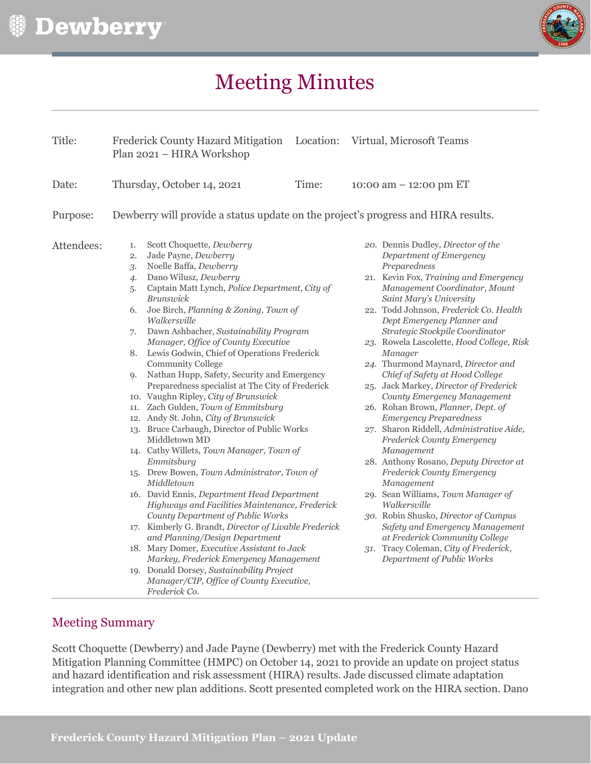# Meeting Minutes

| | | | |
|---|---|---|---|
| Title: | Frederick County Hazard Mitigation Plan 2021 – HIRA Workshop | Location: | Virtual, Microsoft Teams |
| Date: | Thursday, October 14, 2021 | Time: | 10:00 am – 12:00 pm ET |

Purpose: Dewberry will provide a status update on the project's progress and HIRA results.

Attendees:

1. Scott Choquette, *Dewberry*
2. Jade Payne, *Dewberry*
3. Noelle Baffa, *Dewberry*
4. Dano Wilusz, *Dewberry*
5. Captain Matt Lynch, *Police Department, City of Brunswick*
6. Joe Birch, *Planning & Zoning, Town of Walkersville*
7. Dawn Ashbacher, *Sustainability Program Manager, Office of County Executive*
8. Lewis Godwin, Chief of Operations Frederick Community College
9. Nathan Hupp, Safety, Security and Emergency Preparedness specialist at The City of Frederick
10. Vaughn Ripley, *City of Brunswick*
11. Zach Gulden, *Town of Emmitsburg*
12. Andy St. John, *City of Brunswick*
13. Bruce Carbaugh, Director of Public Works Middletown MD
14. Cathy Willets, *Town Manager, Town of Emmitsburg*
15. Drew Bowen, *Town Administrator, Town of Middletown*
16. David Ennis, *Department Head Department Highways and Facilities Maintenance, Frederick County Department of Public Works*
17. Kimberly G. Brandt, *Director of Livable Frederick and Planning/Design Department*
18. Mary Domer, *Executive Assistant to Jack Markey, Frederick Emergency Management*
19. Donald Dorsey, *Sustainability Project Manager/CIP, Office of County Executive, Frederick Co.*
20. Dennis Dudley, *Director of the Department of Emergency Preparedness*
21. Kevin Fox, *Training and Emergency Management Coordinator, Mount Saint Mary's University*
22. Todd Johnson, *Frederick Co. Health Dept Emergency Planner and Strategic Stockpile Coordinator*
23. Rowela Lascolette, *Hood College, Risk Manager*
24. Thurmond Maynard, *Director and Chief of Safety at Hood College*
25. Jack Markey, *Director of Frederick County Emergency Management*
26. Rohan Brown, *Planner, Dept. of Emergency Preparedness*
27. Sharon Riddell, *Administrative Aide, Frederick County Emergency Management*
28. Anthony Rosano, *Deputy Director at Frederick County Emergency Management*
29. Sean Williams, *Town Manager of Walkersville*
30. Robin Shusko, *Director of Campus Safety and Emergency Management at Frederick Community College*
31. Tracy Coleman, *City of Frederick, Department of Public Works*

## Meeting Summary

Scott Choquette (Dewberry) and Jade Payne (Dewberry) met with the Frederick County Hazard Mitigation Planning Committee (HMPC) on October 14, 2021 to provide an update on project status and hazard identification and risk assessment (HIRA) results. Jade discussed climate adaptation integration and other new plan additions. Scott presented completed work on the HIRA section. Dano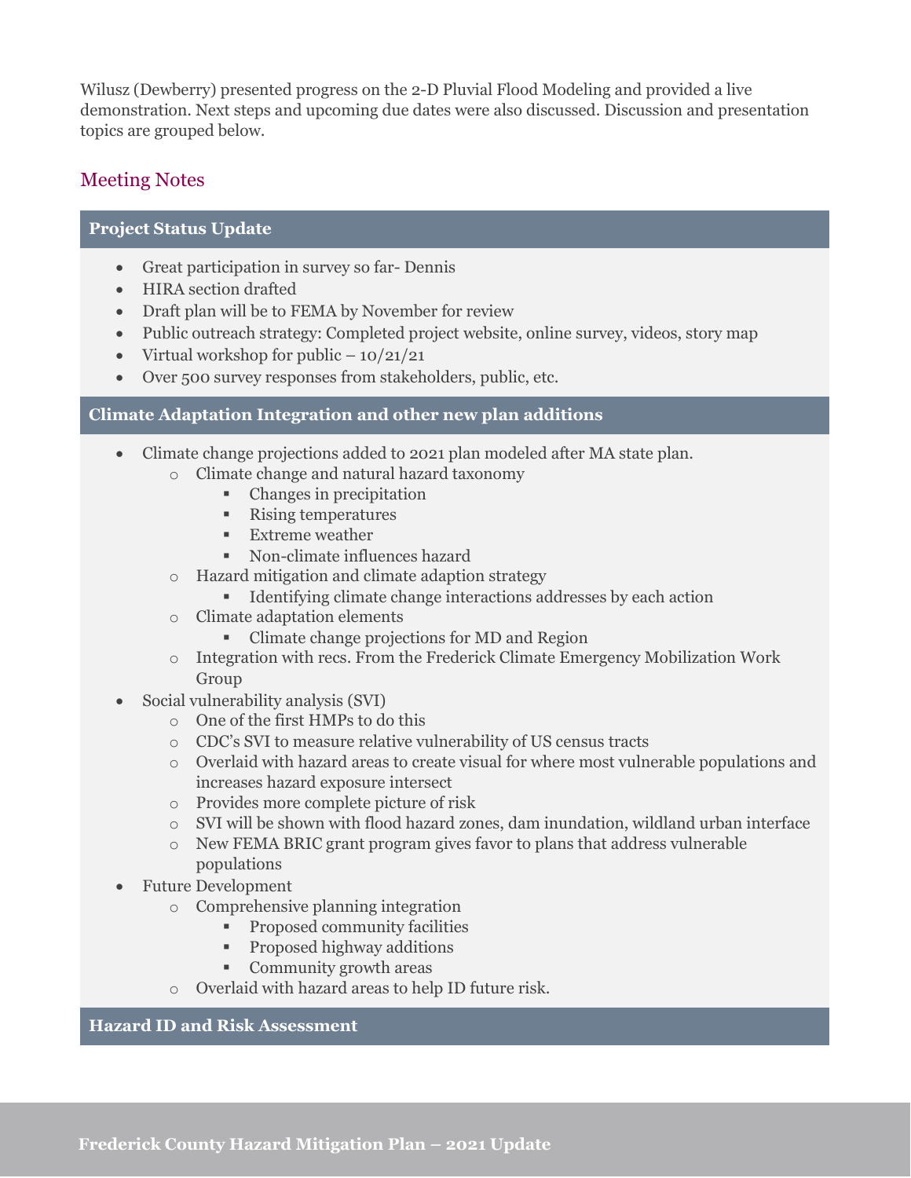Wilusz (Dewberry) presented progress on the 2-D Pluvial Flood Modeling and provided a live demonstration. Next steps and upcoming due dates were also discussed. Discussion and presentation topics are grouped below.

## Meeting Notes

### Project Status Update

- Great participation in survey so far- Dennis
- HIRA section drafted
- Draft plan will be to FEMA by November for review
- Public outreach strategy: Completed project website, online survey, videos, story map
- Virtual workshop for public – 10/21/21
- Over 500 survey responses from stakeholders, public, etc.

### Climate Adaptation Integration and other new plan additions

- Climate change projections added to 2021 plan modeled after MA state plan.
  - Climate change and natural hazard taxonomy
    - Changes in precipitation
    - Rising temperatures
    - Extreme weather
    - Non-climate influences hazard
  - Hazard mitigation and climate adaption strategy
    - Identifying climate change interactions addresses by each action
  - Climate adaptation elements
    - Climate change projections for MD and Region
  - Integration with recs. From the Frederick Climate Emergency Mobilization Work Group
- Social vulnerability analysis (SVI)
  - One of the first HMPs to do this
  - CDC's SVI to measure relative vulnerability of US census tracts
  - Overlaid with hazard areas to create visual for where most vulnerable populations and increases hazard exposure intersect
  - Provides more complete picture of risk
  - SVI will be shown with flood hazard zones, dam inundation, wildland urban interface
  - New FEMA BRIC grant program gives favor to plans that address vulnerable populations
- Future Development
  - Comprehensive planning integration
    - Proposed community facilities
    - Proposed highway additions
    - Community growth areas
  - Overlaid with hazard areas to help ID future risk.

### Hazard ID and Risk Assessment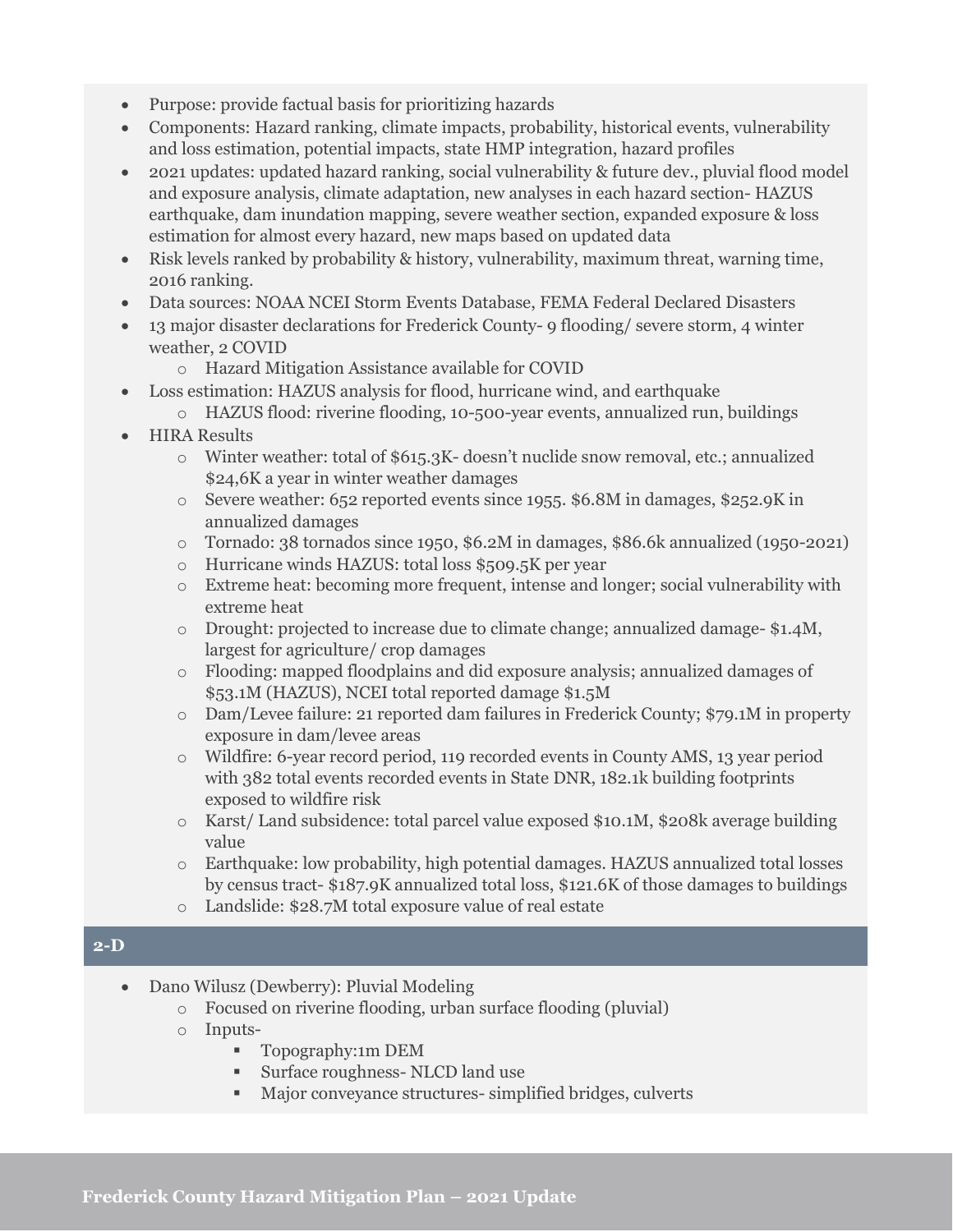- Purpose: provide factual basis for prioritizing hazards
- Components: Hazard ranking, climate impacts, probability, historical events, vulnerability and loss estimation, potential impacts, state HMP integration, hazard profiles
- 2021 updates: updated hazard ranking, social vulnerability & future dev., pluvial flood model and exposure analysis, climate adaptation, new analyses in each hazard section- HAZUS earthquake, dam inundation mapping, severe weather section, expanded exposure & loss estimation for almost every hazard, new maps based on updated data
- Risk levels ranked by probability & history, vulnerability, maximum threat, warning time, 2016 ranking.
- Data sources: NOAA NCEI Storm Events Database, FEMA Federal Declared Disasters
- 13 major disaster declarations for Frederick County- 9 flooding/ severe storm, 4 winter weather, 2 COVID
  - Hazard Mitigation Assistance available for COVID
- Loss estimation: HAZUS analysis for flood, hurricane wind, and earthquake
  - HAZUS flood: riverine flooding, 10-500-year events, annualized run, buildings
- HIRA Results
  - Winter weather: total of $615.3K- doesn't nuclide snow removal, etc.; annualized $24,6K a year in winter weather damages
  - Severe weather: 652 reported events since 1955. $6.8M in damages, $252.9K in annualized damages
  - Tornado: 38 tornados since 1950, $6.2M in damages, $86.6k annualized (1950-2021)
  - Hurricane winds HAZUS: total loss $509.5K per year
  - Extreme heat: becoming more frequent, intense and longer; social vulnerability with extreme heat
  - Drought: projected to increase due to climate change; annualized damage- $1.4M, largest for agriculture/ crop damages
  - Flooding: mapped floodplains and did exposure analysis; annualized damages of $53.1M (HAZUS), NCEI total reported damage $1.5M
  - Dam/Levee failure: 21 reported dam failures in Frederick County; $79.1M in property exposure in dam/levee areas
  - Wildfire: 6-year record period, 119 recorded events in County AMS, 13 year period with 382 total events recorded events in State DNR, 182.1k building footprints exposed to wildfire risk
  - Karst/ Land subsidence: total parcel value exposed $10.1M, $208k average building value
  - Earthquake: low probability, high potential damages. HAZUS annualized total losses by census tract- $187.9K annualized total loss, $121.6K of those damages to buildings
  - Landslide: $28.7M total exposure value of real estate

## 2-D

- Dano Wilusz (Dewberry): Pluvial Modeling
  - Focused on riverine flooding, urban surface flooding (pluvial)
  - Inputs-
    - Topography:1m DEM
    - Surface roughness- NLCD land use
    - Major conveyance structures- simplified bridges, culverts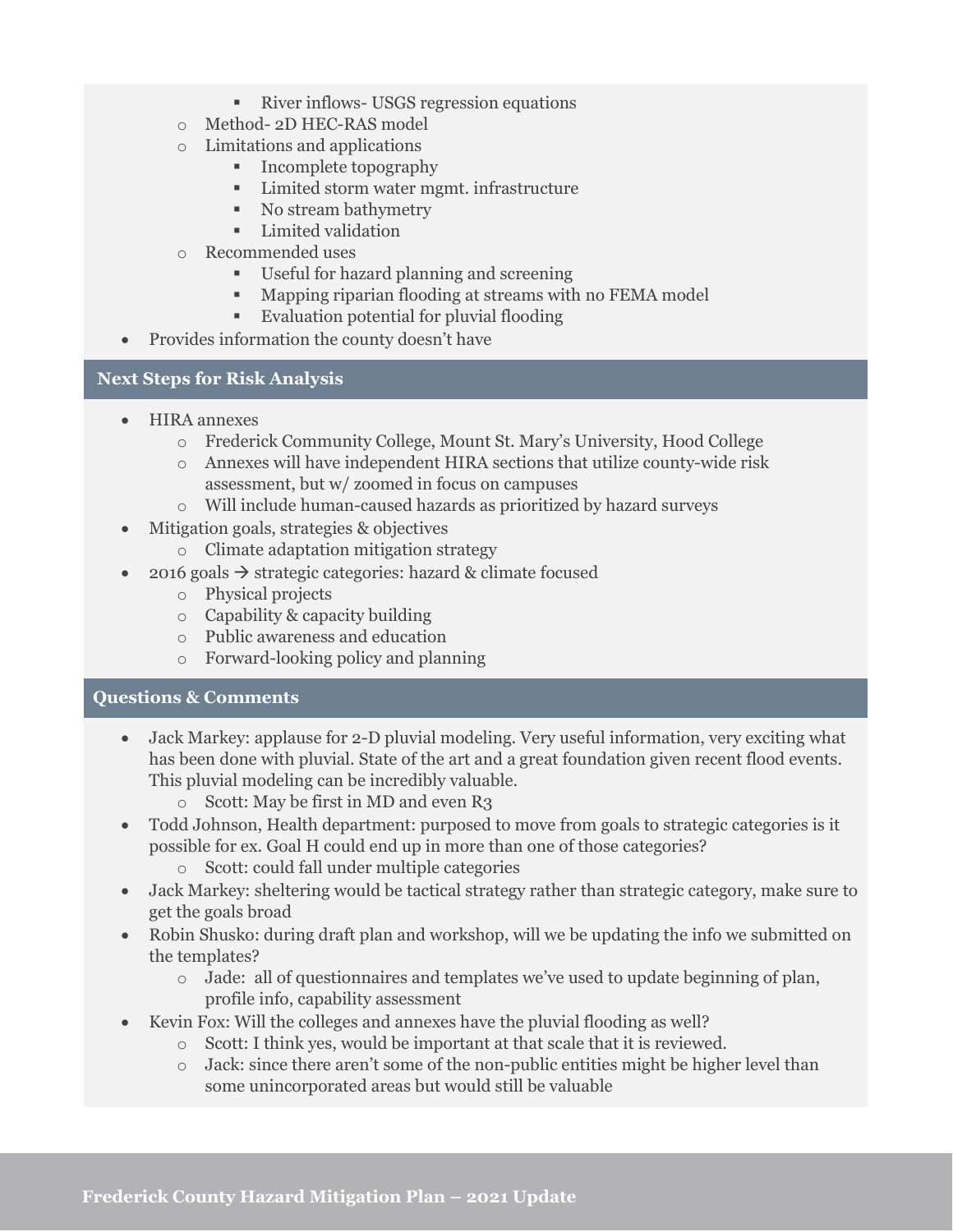- River inflows- USGS regression equations
    - Method- 2D HEC-RAS model
    - Limitations and applications
        - Incomplete topography
        - Limited storm water mgmt. infrastructure
        - No stream bathymetry
        - Limited validation
    - Recommended uses
        - Useful for hazard planning and screening
        - Mapping riparian flooding at streams with no FEMA model
        - Evaluation potential for pluvial flooding
- Provides information the county doesn't have

## Next Steps for Risk Analysis

- HIRA annexes
    - Frederick Community College, Mount St. Mary's University, Hood College
    - Annexes will have independent HIRA sections that utilize county-wide risk assessment, but w/ zoomed in focus on campuses
    - Will include human-caused hazards as prioritized by hazard surveys
- Mitigation goals, strategies & objectives
    - Climate adaptation mitigation strategy
- 2016 goals → strategic categories: hazard & climate focused
    - Physical projects
    - Capability & capacity building
    - Public awareness and education
    - Forward-looking policy and planning

## Questions & Comments

- Jack Markey: applause for 2-D pluvial modeling. Very useful information, very exciting what has been done with pluvial. State of the art and a great foundation given recent flood events. This pluvial modeling can be incredibly valuable.
    - Scott: May be first in MD and even R3
- Todd Johnson, Health department: purposed to move from goals to strategic categories is it possible for ex. Goal H could end up in more than one of those categories?
    - Scott: could fall under multiple categories
- Jack Markey: sheltering would be tactical strategy rather than strategic category, make sure to get the goals broad
- Robin Shusko: during draft plan and workshop, will we be updating the info we submitted on the templates?
    - Jade: all of questionnaires and templates we've used to update beginning of plan, profile info, capability assessment
- Kevin Fox: Will the colleges and annexes have the pluvial flooding as well?
    - Scott: I think yes, would be important at that scale that it is reviewed.
    - Jack: since there aren't some of the non-public entities might be higher level than some unincorporated areas but would still be valuable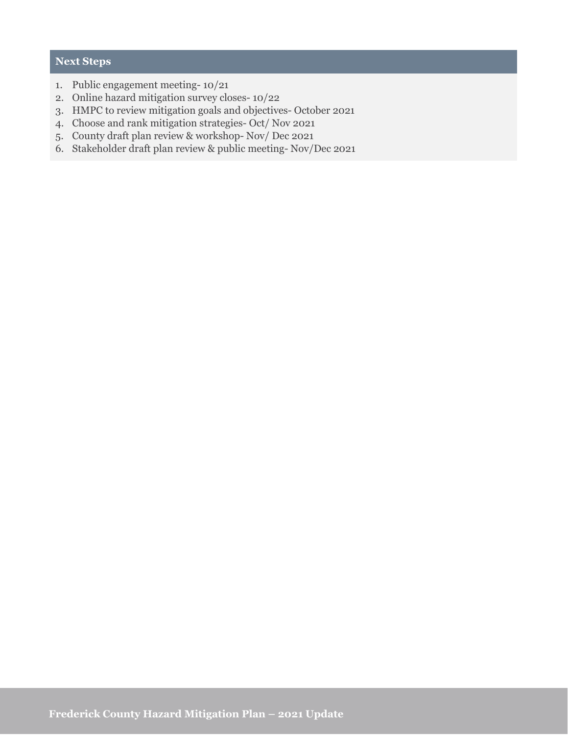## Next Steps

1. Public engagement meeting- 10/21
2. Online hazard mitigation survey closes- 10/22
3. HMPC to review mitigation goals and objectives- October 2021
4. Choose and rank mitigation strategies- Oct/ Nov 2021
5. County draft plan review & workshop- Nov/ Dec 2021
6. Stakeholder draft plan review & public meeting- Nov/Dec 2021